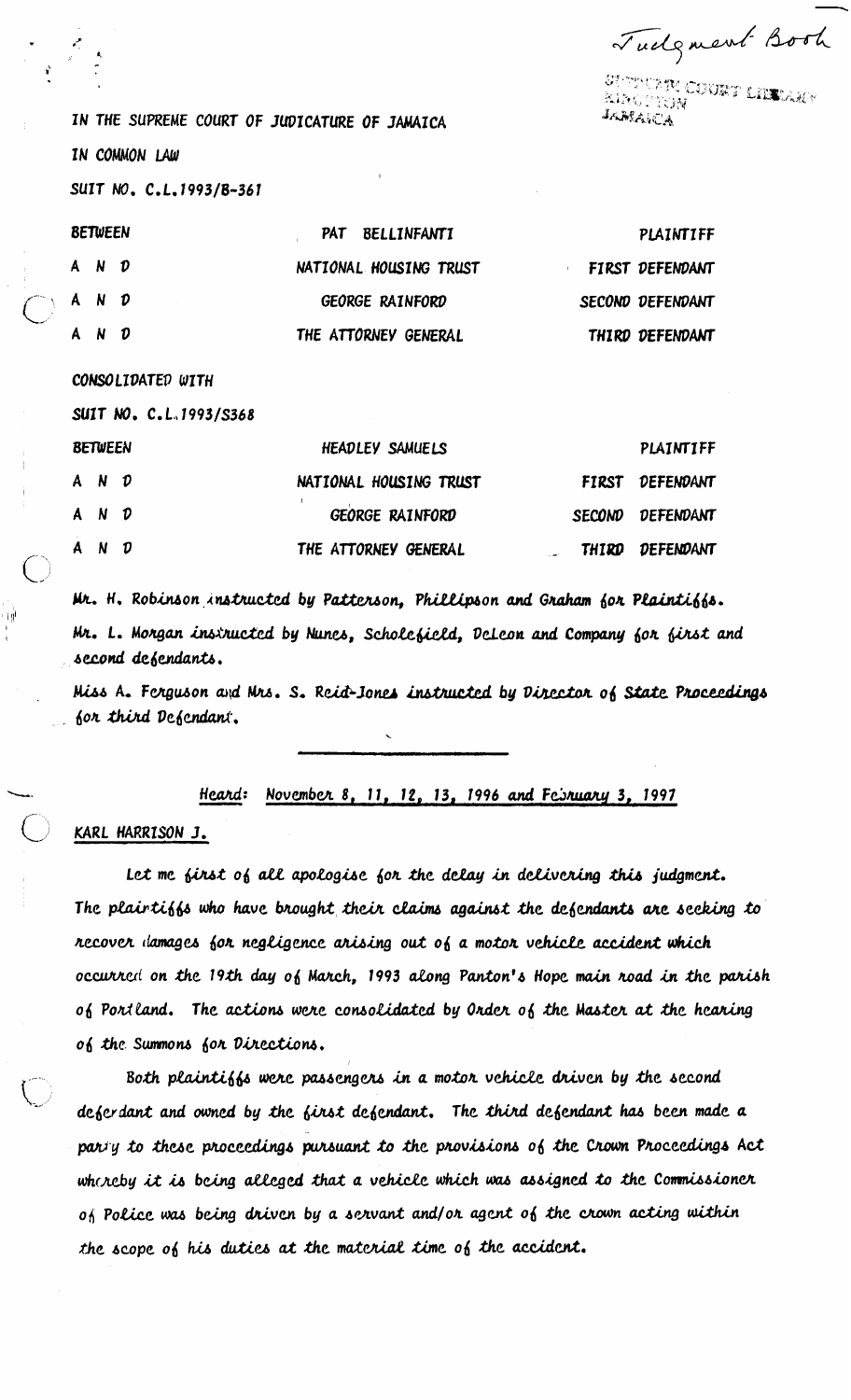Judgment Book

SUPREME COURT LIBRARY
KINGSTON
JAMAICA

IN THE SUPREME COURT OF JUDICATURE OF JAMAICA

IN COMMON LAW

SUIT NO. C.L.1993/B-361

| | | |
|---|---|---|
| BETWEEN | PAT BELLINFANTI | PLAINTIFF |
| A N D | NATIONAL HOUSING TRUST | FIRST DEFENDANT |
| A N D | GEORGE RAINFORD | SECOND DEFENDANT |
| A N D | THE ATTORNEY GENERAL | THIRD DEFENDANT |

CONSOLIDATED WITH

SUIT NO. C.L.1993/S368

| | | |
|---|---|---|
| BETWEEN | HEADLEY SAMUELS | PLAINTIFF |
| A N D | NATIONAL HOUSING TRUST | FIRST DEFENDANT |
| A N D | GEORGE RAINFORD | SECOND DEFENDANT |
| A N D | THE ATTORNEY GENERAL | THIRD DEFENDANT |

*Mr. H. Robinson instructed by Patterson, Phillipson and Graham for Plaintiffs.*

*Mr. L. Morgan instructed by Nunes, Scholefield, DeLeon and Company for first and second defendants.*

*Miss A. Ferguson and Mrs. S. Reid-Jones instructed by Director of State Proceedings for third Defendant.*

---

Heard: November 8, 11, 12, 13, 1996 and February 3, 1997

KARL HARRISON J.

Let me first of all apologise for the delay in delivering this judgment. The plaintiffs who have brought their claims against the defendants are seeking to recover damages for negligence arising out of a motor vehicle accident which occurred on the 19th day of March, 1993 along Panton's Hope main road in the parish of Portland. The actions were consolidated by Order of the Master at the hearing of the Summons for Directions.

Both plaintiffs were passengers in a motor vehicle driven by the second defendant and owned by the first defendant. The third defendant has been made a party to these proceedings pursuant to the provisions of the Crown Proceedings Act whereby it is being alleged that a vehicle which was assigned to the Commissioner of Police was being driven by a servant and/or agent of the crown acting within the scope of his duties at the material time of the accident.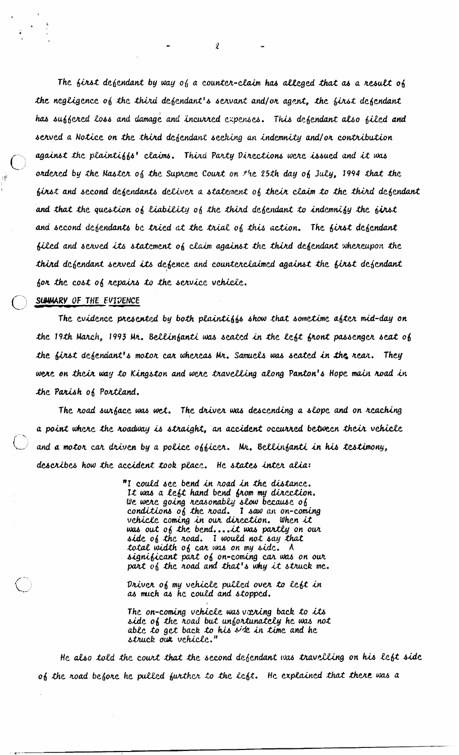The first defendant by way of a counter-claim has alleged that as a result of the negligence of the third defendant's servant and/or agent, the first defendant has suffered loss and damage and incurred expenses. This defendant also filed and served a Notice on the third defendant seeking an indemnity and/or contribution against the plaintiffs' claims. Third Party Directions were issued and it was ordered by the Master of the Supreme Court on the 25th day of July, 1994 that the first and second defendants deliver a statement of their claim to the third defendant and that the question of liability of the third defendant to indemnify the first and second defendants be tried at the trial of this action. The first defendant filed and served its statement of claim against the third defendant whereupon the third defendant served its defence and counterclaimed against the first defendant for the cost of repairs to the service vehicle.

## SUMMARY OF THE EVIDENCE

The evidence presented by both plaintiffs show that sometime after mid-day on the 19th March, 1993 Mr. Bellinfanti was seated in the left front passenger seat of the first defendant's motor car whereas Mr. Samuels was seated in the rear. They were on their way to Kingston and were travelling along Panton's Hope main road in the Parish of Portland.

The road surface was wet. The driver was descending a slope and on reaching a point where the roadway is straight, an accident occurred between their vehicle and a motor car driven by a police officer. Mr. Bellinfanti in his testimony, describes how the accident took place. He states inter alia:

> "I could see bend in road in the distance. It was a left hand bend from my direction. We were going reasonably slow because of conditions of the road. I saw an on-coming vehicle coming in our direction. When it was out of the bend....it was partly on our side of the road. I would not say that total width of car was on my side. A significant part of on-coming car was on our part of the road and that's why it struck me.
>
> Driver of my vehicle pulled over to left in as much as he could and stopped.
>
> The on-coming vehicle was veering back to its side of the road but unfortunately he was not able to get back to his side in time and he struck our vehicle."

He also told the court that the second defendant was travelling on his left side of the road before he pulled further to the left. He explained that there was a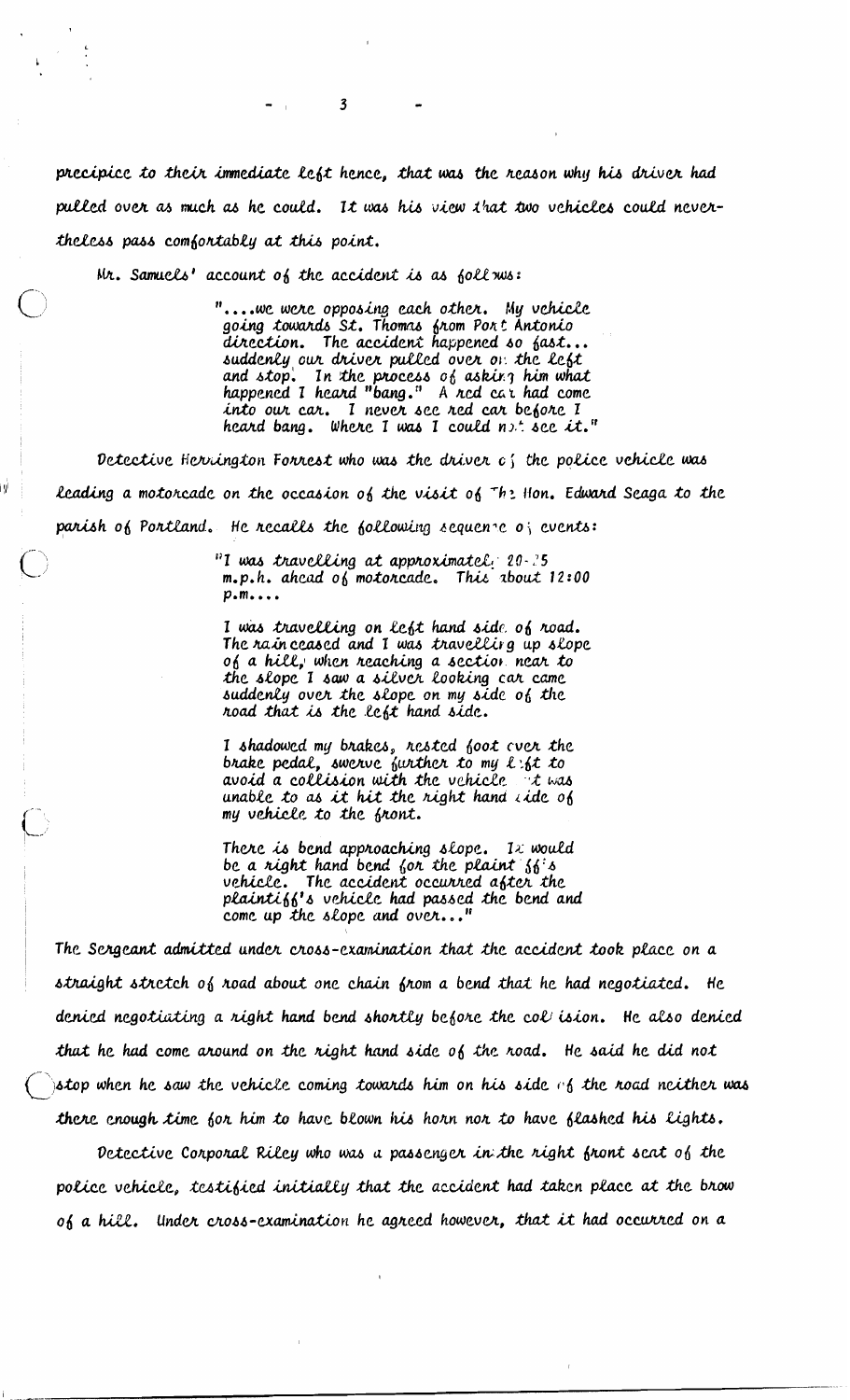precipice to their immediate left hence, that was the reason why his driver had pulled over as much as he could. It was his view that two vehicles could nevertheless pass comfortably at this point.

Mr. Samuels' account of the accident is as follows:

> "....we were opposing each other. My vehicle going towards St. Thomas from Port Antonio direction. The accident happened so fast... suddenly our driver pulled over on the left and stop. In the process of asking him what happened I heard "bang." A red car had come into our car. I never see red car before I heard bang. Where I was I could not see it."

Detective Herrington Forrest who was the driver of the police vehicle was leading a motorcade on the occasion of the visit of The Hon. Edward Seaga to the parish of Portland. He recalls the following sequence of events:

> "I was travelling at approximately 20-25 m.p.h. ahead of motorcade. This about 12:00 p.m....
>
> I was travelling on left hand side of road. The rain ceased and I was travelling up slope of a hill, when reaching a section near to the slope I saw a silver looking car came suddenly over the slope on my side of the road that is the left hand side.
>
> I shadowed my brakes, rested foot over the brake pedal, swerve further to my left to avoid a collision with the vehicle it was unable to as it hit the right hand side of my vehicle to the front.
>
> There is bend approaching slope. It would be a right hand bend for the plaintiff's vehicle. The accident occurred after the plaintiff's vehicle had passed the bend and come up the slope and over..."

The Sergeant admitted under cross-examination that the accident took place on a straight stretch of road about one chain from a bend that he had negotiated. He denied negotiating a right hand bend shortly before the collision. He also denied that he had come around on the right hand side of the road. He said he did not stop when he saw the vehicle coming towards him on his side of the road neither was there enough time for him to have blown his horn nor to have flashed his lights.

Detective Corporal Riley who was a passenger in the right front seat of the police vehicle, testified initially that the accident had taken place at the brow of a hill. Under cross-examination he agreed however, that it had occurred on a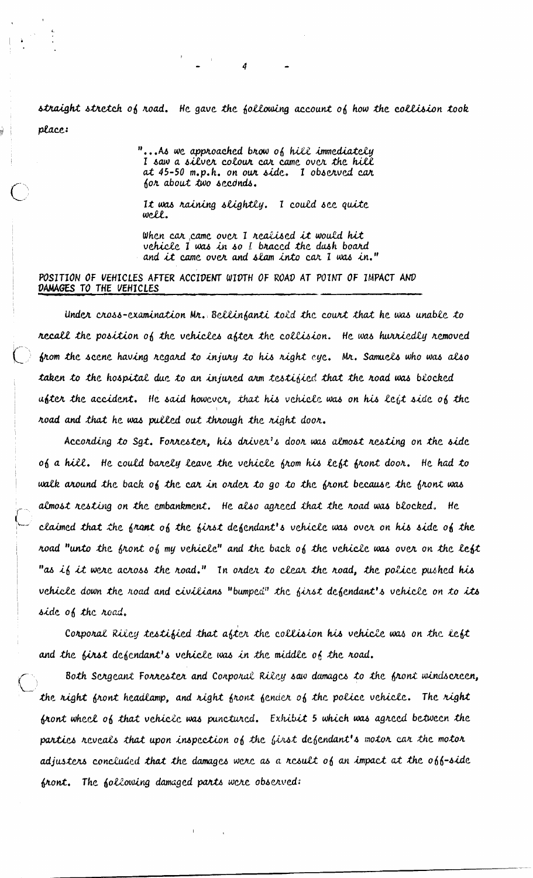straight stretch of road. He gave the following account of how the collision took place:

> "...As we approached brow of hill immediately I saw a silver colour car came over the hill at 45-50 m.p.h. on our side. I observed car for about two seconds.
>
> It was raining slightly. I could see quite well.
>
> When car came over I realised it would hit vehicle I was in so I braced the dash board and it came over and slam into car I was in."

## POSITION OF VEHICLES AFTER ACCIDENT WIDTH OF ROAD AT POINT OF IMPACT AND DAMAGES TO THE VEHICLES

Under cross-examination Mr. Bellinfanti told the court that he was unable to recall the position of the vehicles after the collision. He was hurriedly removed from the scene having regard to injury to his right eye. Mr. Samuels who was also taken to the hospital due to an injured arm testified that the road was blocked after the accident. He said however, that his vehicle was on his left side of the road and that he was pulled out through the right door.

According to Sgt. Forrester, his driver's door was almost resting on the side of a hill. He could barely leave the vehicle from his left front door. He had to walk around the back of the car in order to go to the front because the front was almost resting on the embankment. He also agreed that the road was blocked. He claimed that the front of the first defendant's vehicle was over on his side of the road "unto the front of my vehicle" and the back of the vehicle was over on the left "as if it were across the road." In order to clear the road, the police pushed his vehicle down the road and civilians "bumped" the first defendant's vehicle on to its side of the road.

Corporal Riley testified that after the collision his vehicle was on the left and the first defendant's vehicle was in the middle of the road.

Both Sergeant Forrester and Corporal Riley saw damages to the front windscreen, the right front headlamp, and right front fender of the police vehicle. The right front wheel of that vehicle was punctured. Exhibit 5 which was agreed between the parties reveals that upon inspection of the first defendant's motor car the motor adjusters concluded that the damages were as a result of an impact at the off-side front. The following damaged parts were observed: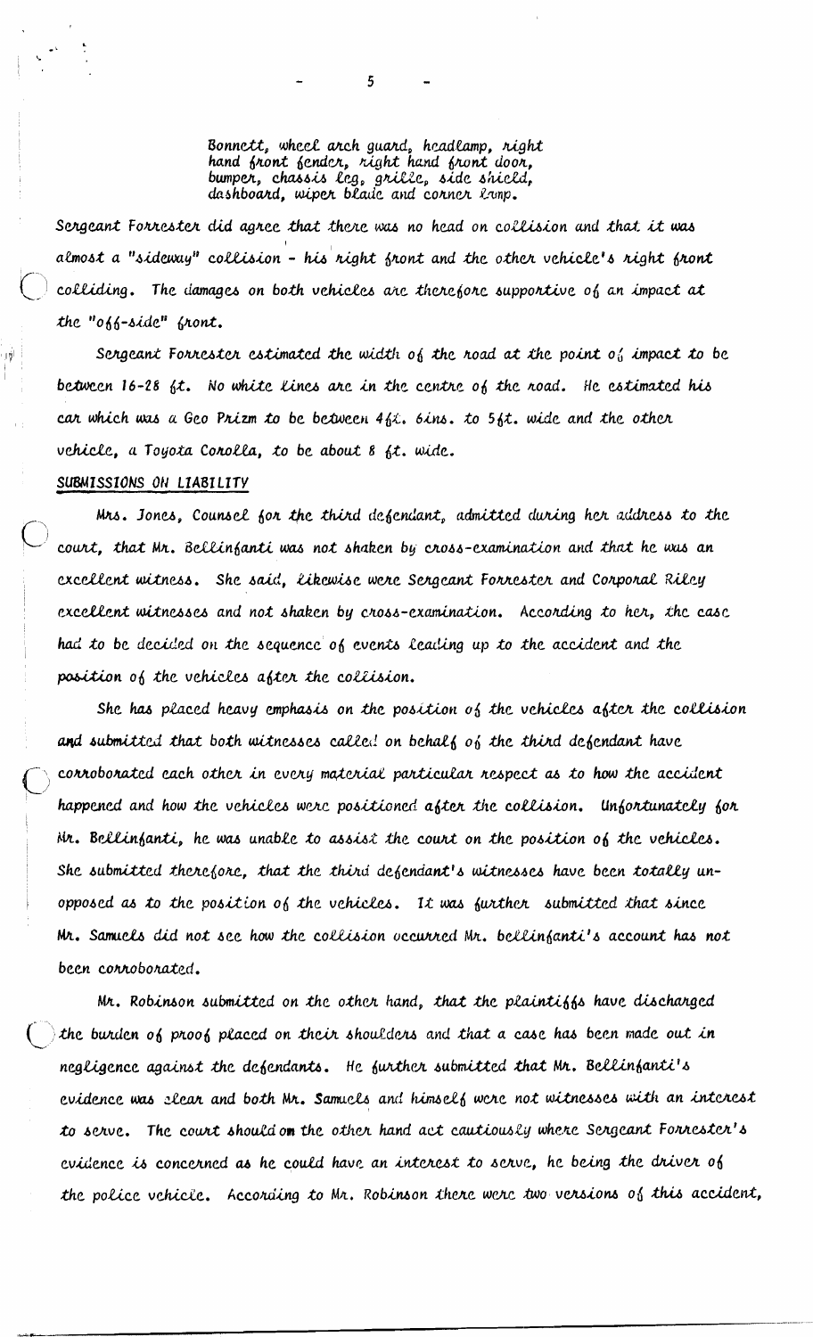Bonnett, wheel arch guard, headlamp, right hand front fender, right hand front door, bumper, chassis leg, grille, side shield, dashboard, wiper blade and corner lamp.

Sergeant Forrester did agree that there was no head on collision and that it was almost a "sideway" collision - his right front and the other vehicle's right front colliding. The damages on both vehicles are therefore supportive of an impact at the "off-side" front.

Sergeant Forrester estimated the width of the road at the point of impact to be between 16-28 ft. No white lines are in the centre of the road. He estimated his car which was a Geo Prizm to be between 4ft. 6ins. to 5ft. wide and the other vehicle, a Toyota Corolla, to be about 8 ft. wide.

## SUBMISSIONS ON LIABILITY

Mrs. Jones, Counsel for the third defendant, admitted during her address to the court, that Mr. Bellinfanti was not shaken by cross-examination and that he was an excellent witness. She said, likewise were Sergeant Forrester and Corporal Riley excellent witnesses and not shaken by cross-examination. According to her, the case had to be decided on the sequence of events leading up to the accident and the position of the vehicles after the collision.

She has placed heavy emphasis on the position of the vehicles after the collision and submitted that both witnesses called on behalf of the third defendant have corroborated each other in every material particular respect as to how the accident happened and how the vehicles were positioned after the collision. Unfortunately for Mr. Bellinfanti, he was unable to assist the court on the position of the vehicles. She submitted therefore, that the third defendant's witnesses have been totally unopposed as to the position of the vehicles. It was further submitted that since Mr. Samuels did not see how the collision occurred Mr. Bellinfanti's account has not been corroborated.

Mr. Robinson submitted on the other hand, that the plaintiffs have discharged the burden of proof placed on their shoulders and that a case has been made out in negligence against the defendants. He further submitted that Mr. Bellinfanti's evidence was clear and both Mr. Samuels and himself were not witnesses with an interest to serve. The court should on the other hand act cautiously where Sergeant Forrester's evidence is concerned as he could have an interest to serve, he being the driver of the police vehicle. According to Mr. Robinson there were two versions of this accident,